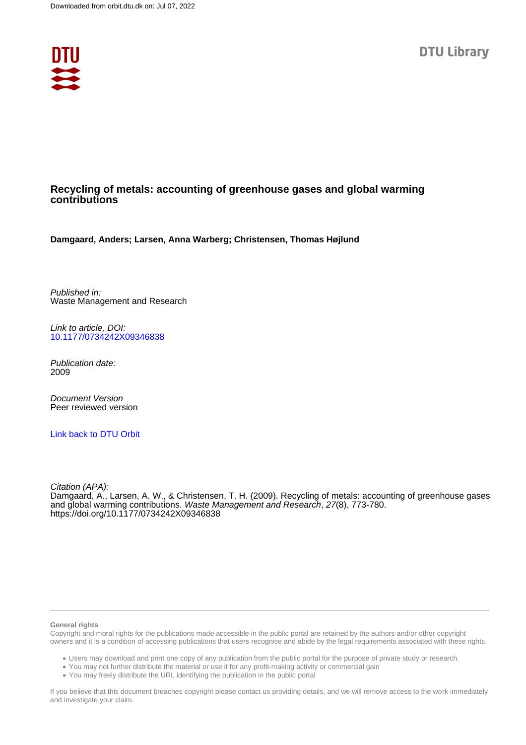Downloaded from orbit.dtu.dk on: Jul 07, 2022

DTU Library

# Recycling of metals: accounting of greenhouse gases and global warming contributions

**Damgaard, Anders; Larsen, Anna Warberg; Christensen, Thomas Højlund**

*Published in:*
Waste Management and Research

*Link to article, DOI:*
10.1177/0734242X09346838

*Publication date:*
2009

*Document Version*
Peer reviewed version

Link back to DTU Orbit

*Citation (APA):*
Damgaard, A., Larsen, A. W., & Christensen, T. H. (2009). Recycling of metals: accounting of greenhouse gases and global warming contributions. *Waste Management and Research*, *27*(8), 773-780. https://doi.org/10.1177/0734242X09346838

**General rights**

Copyright and moral rights for the publications made accessible in the public portal are retained by the authors and/or other copyright owners and it is a condition of accessing publications that users recognise and abide by the legal requirements associated with these rights.

- Users may download and print one copy of any publication from the public portal for the purpose of private study or research.
- You may not further distribute the material or use it for any profit-making activity or commercial gain
- You may freely distribute the URL identifying the publication in the public portal

If you believe that this document breaches copyright please contact us providing details, and we will remove access to the work immediately and investigate your claim.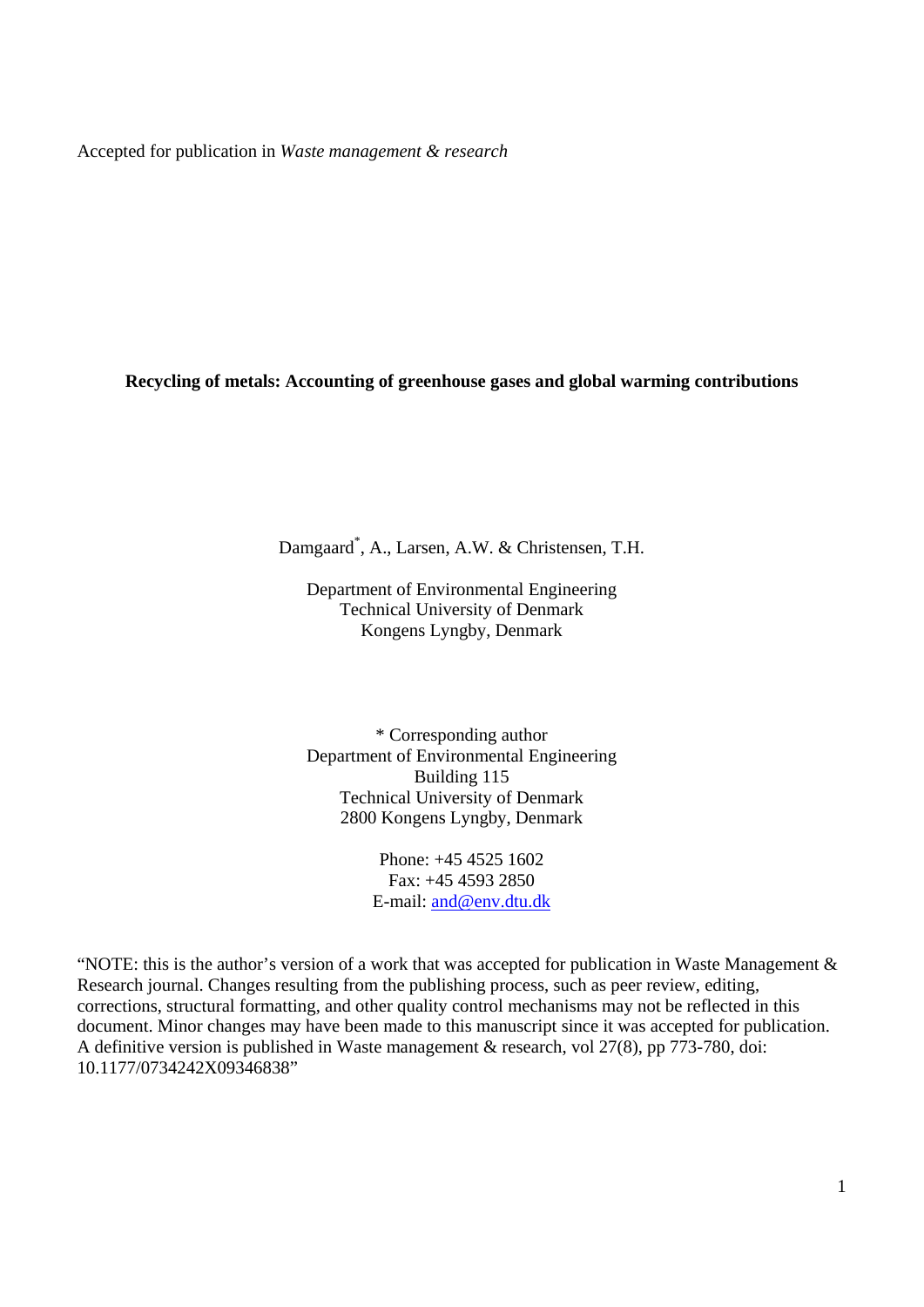Accepted for publication in *Waste management & research*

**Recycling of metals: Accounting of greenhouse gases and global warming contributions**

Damgaard[*], A., Larsen, A.W. & Christensen, T.H.

Department of Environmental Engineering
Technical University of Denmark
Kongens Lyngby, Denmark

\* Corresponding author
Department of Environmental Engineering
Building 115
Technical University of Denmark
2800 Kongens Lyngby, Denmark

Phone: +45 4525 1602
Fax: +45 4593 2850
E-mail: and@env.dtu.dk

"NOTE: this is the author's version of a work that was accepted for publication in Waste Management & Research journal. Changes resulting from the publishing process, such as peer review, editing, corrections, structural formatting, and other quality control mechanisms may not be reflected in this document. Minor changes may have been made to this manuscript since it was accepted for publication. A definitive version is published in Waste management & research, vol 27(8), pp 773-780, doi: 10.1177/0734242X09346838"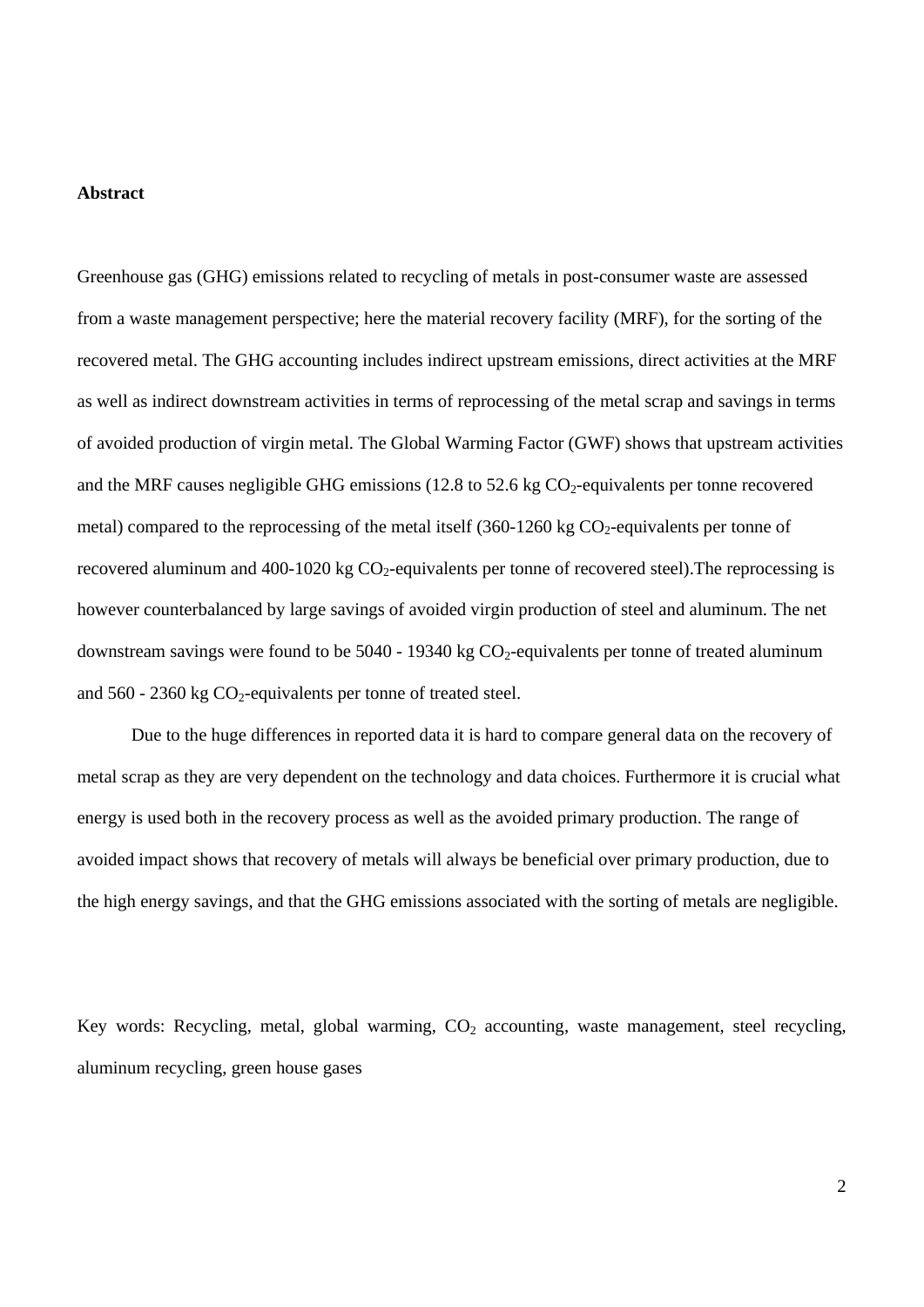**Abstract**

Greenhouse gas (GHG) emissions related to recycling of metals in post-consumer waste are assessed from a waste management perspective; here the material recovery facility (MRF), for the sorting of the recovered metal. The GHG accounting includes indirect upstream emissions, direct activities at the MRF as well as indirect downstream activities in terms of reprocessing of the metal scrap and savings in terms of avoided production of virgin metal. The Global Warming Factor (GWF) shows that upstream activities and the MRF causes negligible GHG emissions (12.8 to 52.6 kg $CO_2$-equivalents per tonne recovered metal) compared to the reprocessing of the metal itself (360-1260 kg $CO_2$-equivalents per tonne of recovered aluminum and 400-1020 kg $CO_2$-equivalents per tonne of recovered steel).The reprocessing is however counterbalanced by large savings of avoided virgin production of steel and aluminum. The net downstream savings were found to be 5040 - 19340 kg $CO_2$-equivalents per tonne of treated aluminum and 560 - 2360 kg $CO_2$-equivalents per tonne of treated steel.

Due to the huge differences in reported data it is hard to compare general data on the recovery of metal scrap as they are very dependent on the technology and data choices. Furthermore it is crucial what energy is used both in the recovery process as well as the avoided primary production. The range of avoided impact shows that recovery of metals will always be beneficial over primary production, due to the high energy savings, and that the GHG emissions associated with the sorting of metals are negligible.

Key words: Recycling, metal, global warming, $CO_2$ accounting, waste management, steel recycling, aluminum recycling, green house gases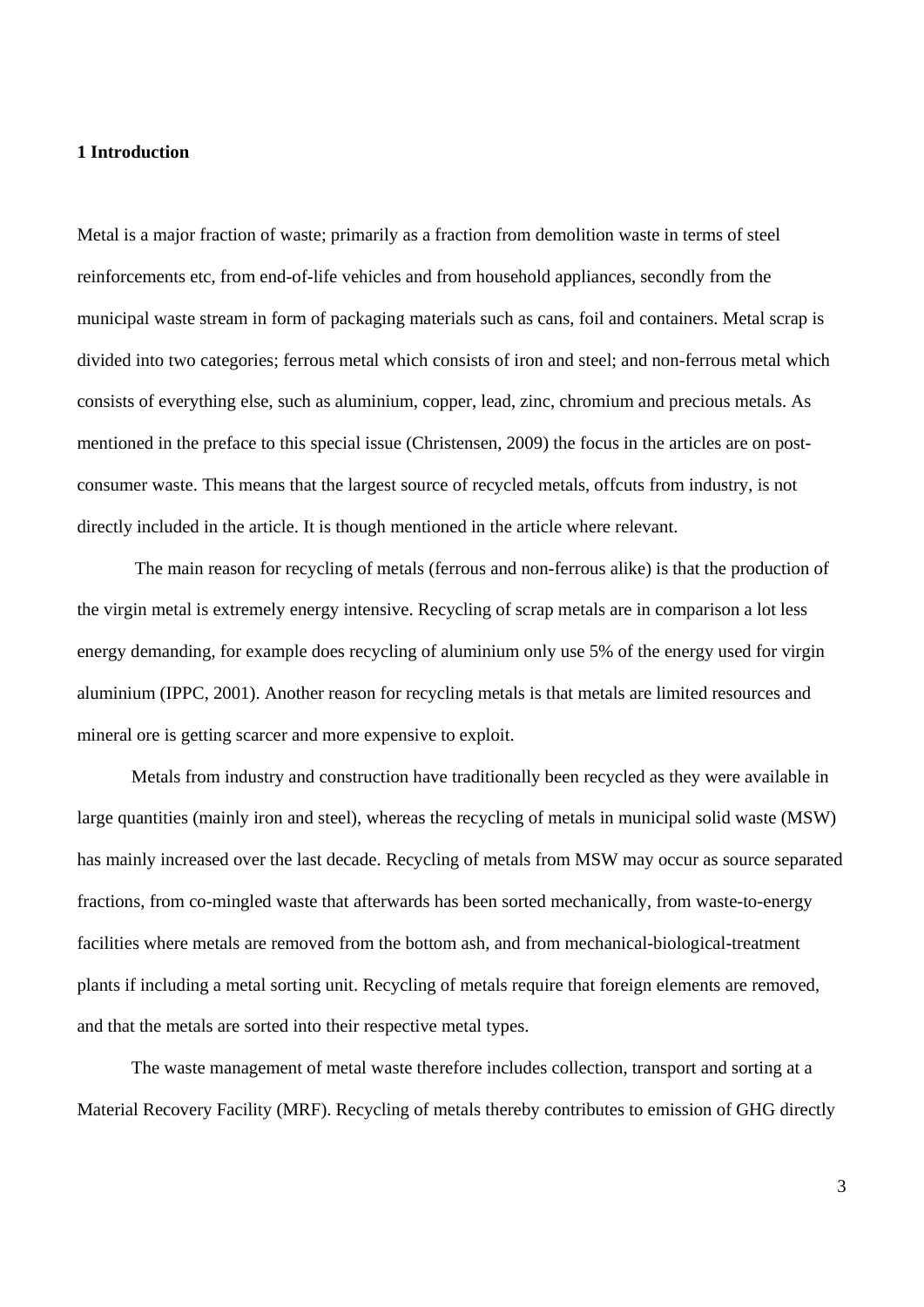## 1 Introduction

Metal is a major fraction of waste; primarily as a fraction from demolition waste in terms of steel reinforcements etc, from end-of-life vehicles and from household appliances, secondly from the municipal waste stream in form of packaging materials such as cans, foil and containers. Metal scrap is divided into two categories; ferrous metal which consists of iron and steel; and non-ferrous metal which consists of everything else, such as aluminium, copper, lead, zinc, chromium and precious metals. As mentioned in the preface to this special issue (Christensen, 2009) the focus in the articles are on post-consumer waste. This means that the largest source of recycled metals, offcuts from industry, is not directly included in the article. It is though mentioned in the article where relevant.

The main reason for recycling of metals (ferrous and non-ferrous alike) is that the production of the virgin metal is extremely energy intensive. Recycling of scrap metals are in comparison a lot less energy demanding, for example does recycling of aluminium only use 5% of the energy used for virgin aluminium (IPPC, 2001). Another reason for recycling metals is that metals are limited resources and mineral ore is getting scarcer and more expensive to exploit.

Metals from industry and construction have traditionally been recycled as they were available in large quantities (mainly iron and steel), whereas the recycling of metals in municipal solid waste (MSW) has mainly increased over the last decade. Recycling of metals from MSW may occur as source separated fractions, from co-mingled waste that afterwards has been sorted mechanically, from waste-to-energy facilities where metals are removed from the bottom ash, and from mechanical-biological-treatment plants if including a metal sorting unit. Recycling of metals require that foreign elements are removed, and that the metals are sorted into their respective metal types.

The waste management of metal waste therefore includes collection, transport and sorting at a Material Recovery Facility (MRF). Recycling of metals thereby contributes to emission of GHG directly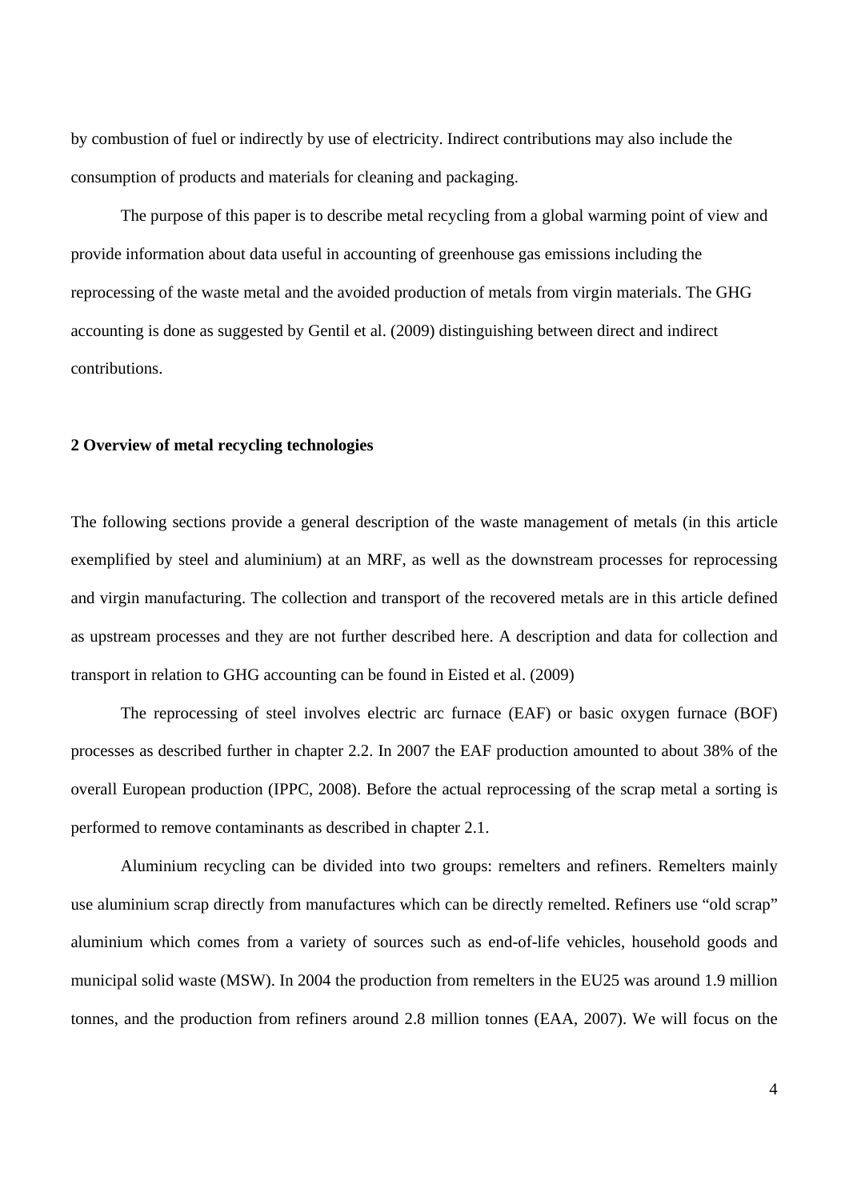by combustion of fuel or indirectly by use of electricity. Indirect contributions may also include the consumption of products and materials for cleaning and packaging.

The purpose of this paper is to describe metal recycling from a global warming point of view and provide information about data useful in accounting of greenhouse gas emissions including the reprocessing of the waste metal and the avoided production of metals from virgin materials. The GHG accounting is done as suggested by Gentil et al. (2009) distinguishing between direct and indirect contributions.

## 2 Overview of metal recycling technologies

The following sections provide a general description of the waste management of metals (in this article exemplified by steel and aluminium) at an MRF, as well as the downstream processes for reprocessing and virgin manufacturing. The collection and transport of the recovered metals are in this article defined as upstream processes and they are not further described here. A description and data for collection and transport in relation to GHG accounting can be found in Eisted et al. (2009)

The reprocessing of steel involves electric arc furnace (EAF) or basic oxygen furnace (BOF) processes as described further in chapter 2.2. In 2007 the EAF production amounted to about 38% of the overall European production (IPPC, 2008). Before the actual reprocessing of the scrap metal a sorting is performed to remove contaminants as described in chapter 2.1.

Aluminium recycling can be divided into two groups: remelters and refiners. Remelters mainly use aluminium scrap directly from manufactures which can be directly remelted. Refiners use "old scrap" aluminium which comes from a variety of sources such as end-of-life vehicles, household goods and municipal solid waste (MSW). In 2004 the production from remelters in the EU25 was around 1.9 million tonnes, and the production from refiners around 2.8 million tonnes (EAA, 2007). We will focus on the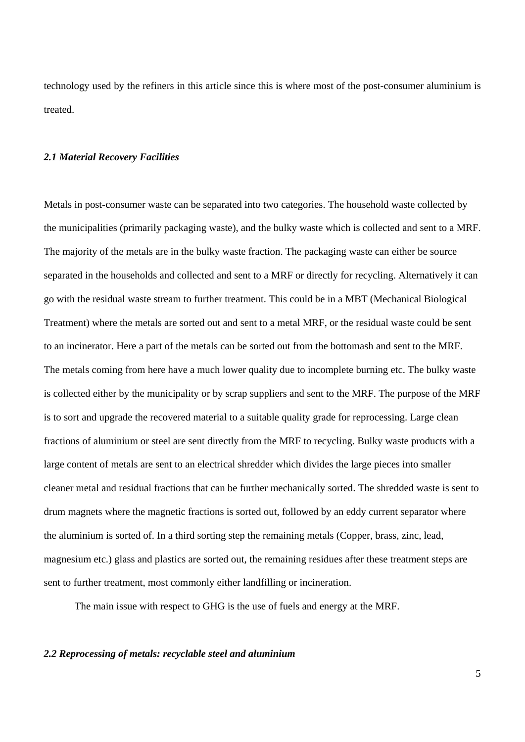technology used by the refiners in this article since this is where most of the post-consumer aluminium is treated.

### *2.1 Material Recovery Facilities*

Metals in post-consumer waste can be separated into two categories. The household waste collected by the municipalities (primarily packaging waste), and the bulky waste which is collected and sent to a MRF. The majority of the metals are in the bulky waste fraction. The packaging waste can either be source separated in the households and collected and sent to a MRF or directly for recycling. Alternatively it can go with the residual waste stream to further treatment. This could be in a MBT (Mechanical Biological Treatment) where the metals are sorted out and sent to a metal MRF, or the residual waste could be sent to an incinerator. Here a part of the metals can be sorted out from the bottomash and sent to the MRF. The metals coming from here have a much lower quality due to incomplete burning etc. The bulky waste is collected either by the municipality or by scrap suppliers and sent to the MRF. The purpose of the MRF is to sort and upgrade the recovered material to a suitable quality grade for reprocessing. Large clean fractions of aluminium or steel are sent directly from the MRF to recycling. Bulky waste products with a large content of metals are sent to an electrical shredder which divides the large pieces into smaller cleaner metal and residual fractions that can be further mechanically sorted. The shredded waste is sent to drum magnets where the magnetic fractions is sorted out, followed by an eddy current separator where the aluminium is sorted of. In a third sorting step the remaining metals (Copper, brass, zinc, lead, magnesium etc.) glass and plastics are sorted out, the remaining residues after these treatment steps are sent to further treatment, most commonly either landfilling or incineration.

The main issue with respect to GHG is the use of fuels and energy at the MRF.

### *2.2 Reprocessing of metals: recyclable steel and aluminium*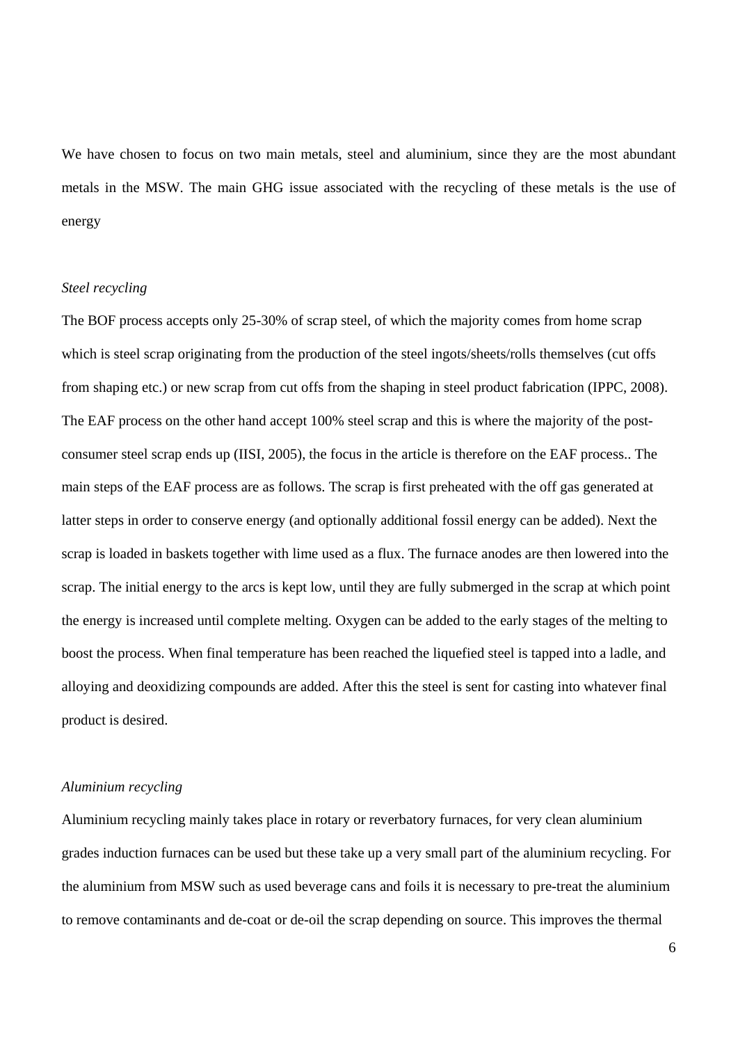We have chosen to focus on two main metals, steel and aluminium, since they are the most abundant metals in the MSW. The main GHG issue associated with the recycling of these metals is the use of energy

*Steel recycling*

The BOF process accepts only 25-30% of scrap steel, of which the majority comes from home scrap which is steel scrap originating from the production of the steel ingots/sheets/rolls themselves (cut offs from shaping etc.) or new scrap from cut offs from the shaping in steel product fabrication (IPPC, 2008). The EAF process on the other hand accept 100% steel scrap and this is where the majority of the post-consumer steel scrap ends up (IISI, 2005), the focus in the article is therefore on the EAF process.. The main steps of the EAF process are as follows. The scrap is first preheated with the off gas generated at latter steps in order to conserve energy (and optionally additional fossil energy can be added). Next the scrap is loaded in baskets together with lime used as a flux. The furnace anodes are then lowered into the scrap. The initial energy to the arcs is kept low, until they are fully submerged in the scrap at which point the energy is increased until complete melting. Oxygen can be added to the early stages of the melting to boost the process. When final temperature has been reached the liquefied steel is tapped into a ladle, and alloying and deoxidizing compounds are added. After this the steel is sent for casting into whatever final product is desired.

*Aluminium recycling*

Aluminium recycling mainly takes place in rotary or reverbatory furnaces, for very clean aluminium grades induction furnaces can be used but these take up a very small part of the aluminium recycling. For the aluminium from MSW such as used beverage cans and foils it is necessary to pre-treat the aluminium to remove contaminants and de-coat or de-oil the scrap depending on source. This improves the thermal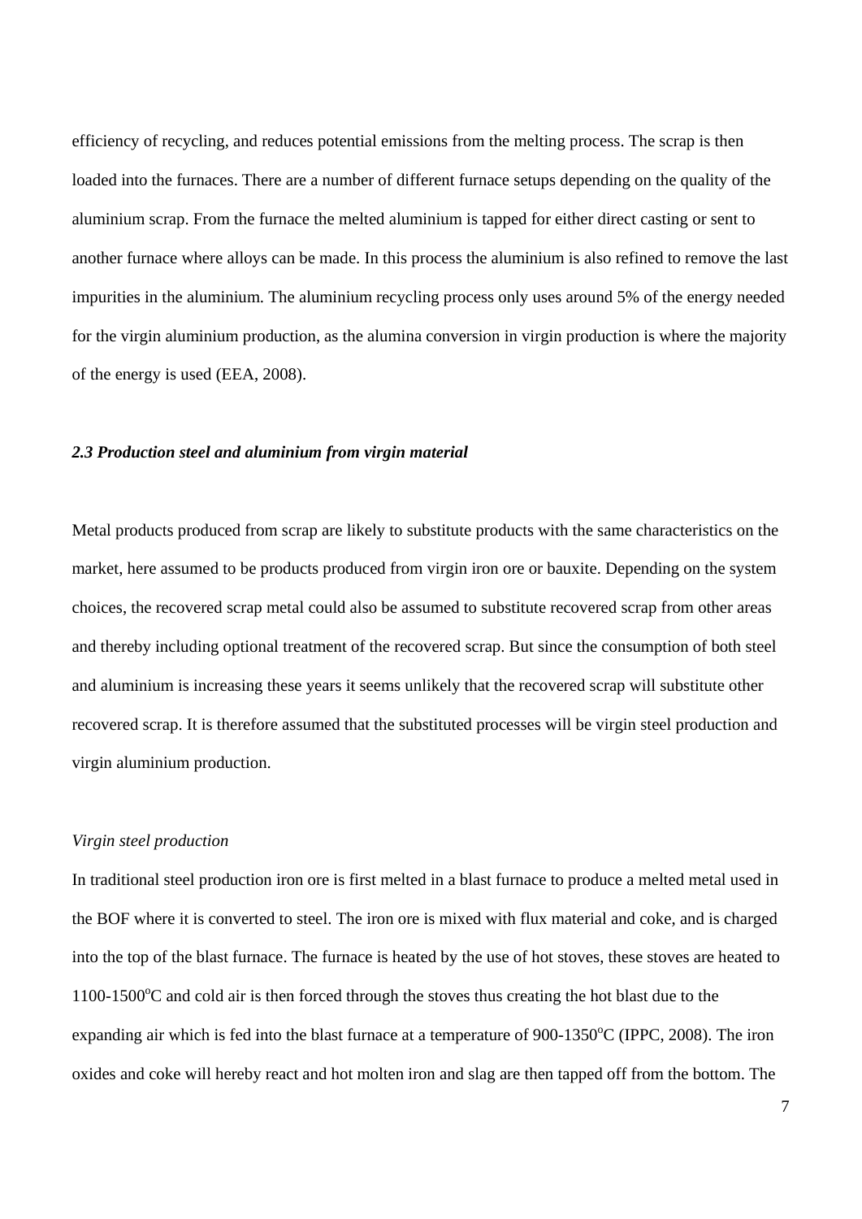efficiency of recycling, and reduces potential emissions from the melting process. The scrap is then loaded into the furnaces. There are a number of different furnace setups depending on the quality of the aluminium scrap. From the furnace the melted aluminium is tapped for either direct casting or sent to another furnace where alloys can be made. In this process the aluminium is also refined to remove the last impurities in the aluminium. The aluminium recycling process only uses around 5% of the energy needed for the virgin aluminium production, as the alumina conversion in virgin production is where the majority of the energy is used (EEA, 2008).

### *2.3 Production steel and aluminium from virgin material*

Metal products produced from scrap are likely to substitute products with the same characteristics on the market, here assumed to be products produced from virgin iron ore or bauxite. Depending on the system choices, the recovered scrap metal could also be assumed to substitute recovered scrap from other areas and thereby including optional treatment of the recovered scrap. But since the consumption of both steel and aluminium is increasing these years it seems unlikely that the recovered scrap will substitute other recovered scrap. It is therefore assumed that the substituted processes will be virgin steel production and virgin aluminium production.

*Virgin steel production*

In traditional steel production iron ore is first melted in a blast furnace to produce a melted metal used in the BOF where it is converted to steel. The iron ore is mixed with flux material and coke, and is charged into the top of the blast furnace. The furnace is heated by the use of hot stoves, these stoves are heated to 1100-1500$^{o}$C and cold air is then forced through the stoves thus creating the hot blast due to the expanding air which is fed into the blast furnace at a temperature of 900-1350$^{o}$C (IPPC, 2008). The iron oxides and coke will hereby react and hot molten iron and slag are then tapped off from the bottom. The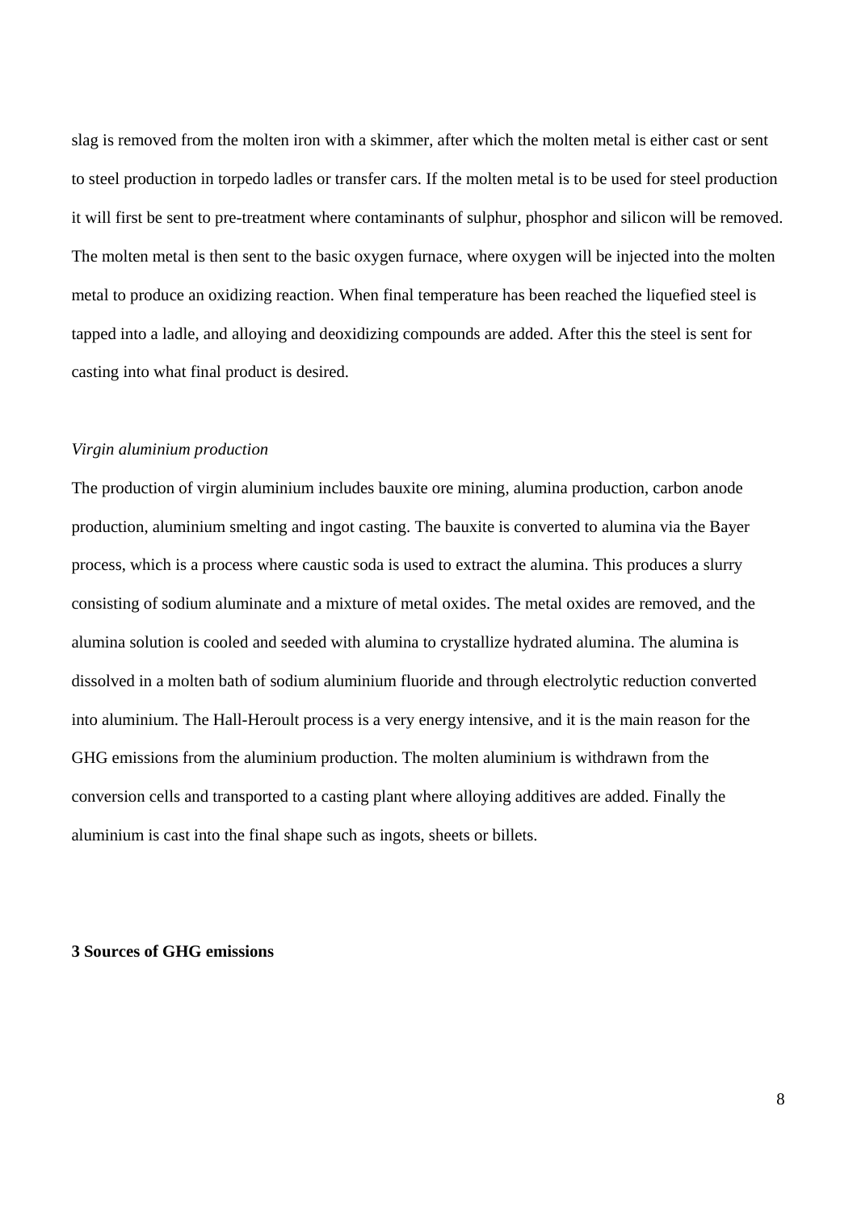slag is removed from the molten iron with a skimmer, after which the molten metal is either cast or sent to steel production in torpedo ladles or transfer cars. If the molten metal is to be used for steel production it will first be sent to pre-treatment where contaminants of sulphur, phosphor and silicon will be removed. The molten metal is then sent to the basic oxygen furnace, where oxygen will be injected into the molten metal to produce an oxidizing reaction. When final temperature has been reached the liquefied steel is tapped into a ladle, and alloying and deoxidizing compounds are added. After this the steel is sent for casting into what final product is desired.

*Virgin aluminium production*

The production of virgin aluminium includes bauxite ore mining, alumina production, carbon anode production, aluminium smelting and ingot casting. The bauxite is converted to alumina via the Bayer process, which is a process where caustic soda is used to extract the alumina. This produces a slurry consisting of sodium aluminate and a mixture of metal oxides. The metal oxides are removed, and the alumina solution is cooled and seeded with alumina to crystallize hydrated alumina. The alumina is dissolved in a molten bath of sodium aluminium fluoride and through electrolytic reduction converted into aluminium. The Hall-Heroult process is a very energy intensive, and it is the main reason for the GHG emissions from the aluminium production. The molten aluminium is withdrawn from the conversion cells and transported to a casting plant where alloying additives are added. Finally the aluminium is cast into the final shape such as ingots, sheets or billets.

## 3 Sources of GHG emissions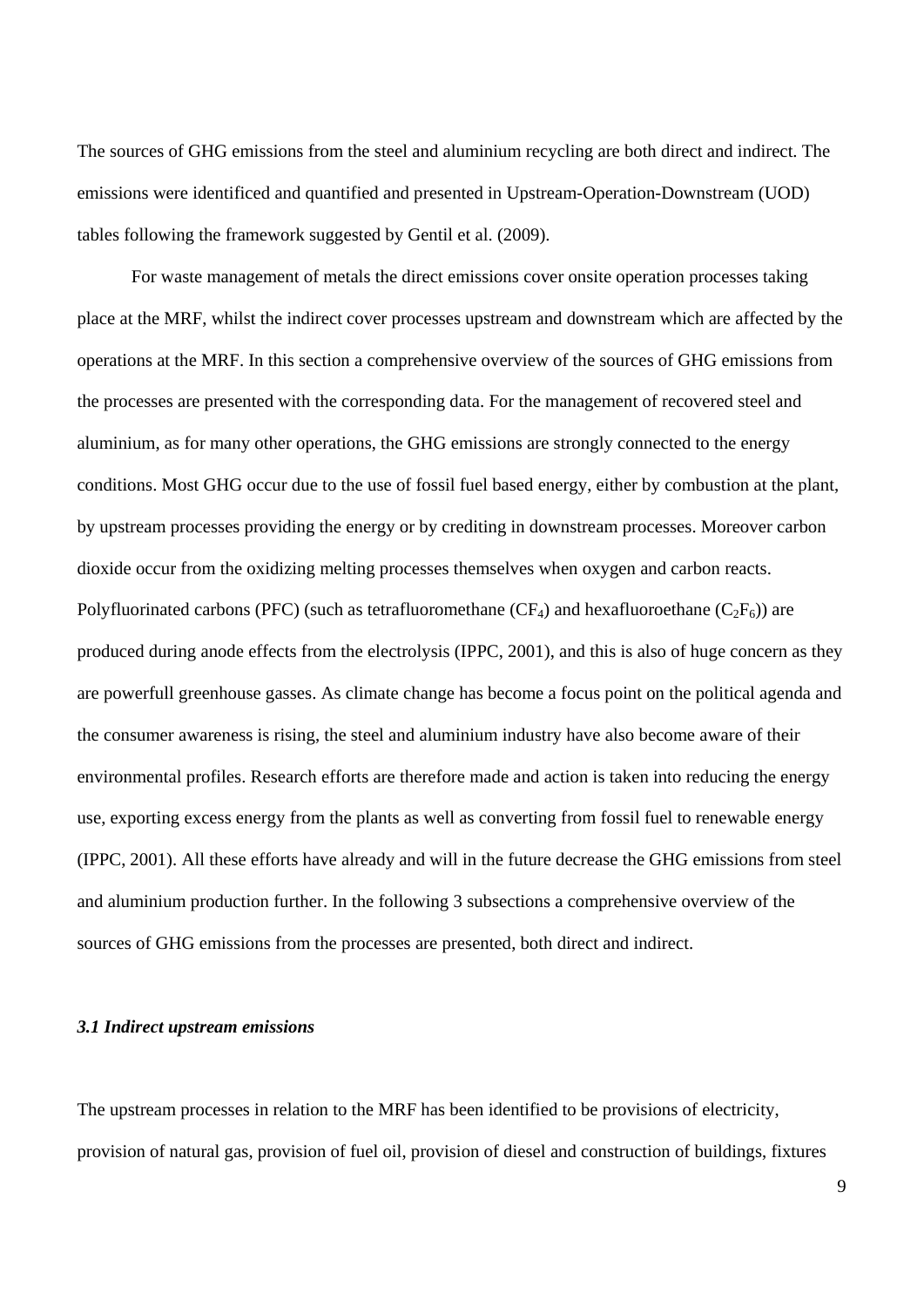The sources of GHG emissions from the steel and aluminium recycling are both direct and indirect. The emissions were identificed and quantified and presented in Upstream-Operation-Downstream (UOD) tables following the framework suggested by Gentil et al. (2009).

For waste management of metals the direct emissions cover onsite operation processes taking place at the MRF, whilst the indirect cover processes upstream and downstream which are affected by the operations at the MRF. In this section a comprehensive overview of the sources of GHG emissions from the processes are presented with the corresponding data. For the management of recovered steel and aluminium, as for many other operations, the GHG emissions are strongly connected to the energy conditions. Most GHG occur due to the use of fossil fuel based energy, either by combustion at the plant, by upstream processes providing the energy or by crediting in downstream processes. Moreover carbon dioxide occur from the oxidizing melting processes themselves when oxygen and carbon reacts. Polyfluorinated carbons (PFC) (such as tetrafluoromethane ($CF_4$) and hexafluoroethane ($C_2F_6$)) are produced during anode effects from the electrolysis (IPPC, 2001), and this is also of huge concern as they are powerfull greenhouse gasses. As climate change has become a focus point on the political agenda and the consumer awareness is rising, the steel and aluminium industry have also become aware of their environmental profiles. Research efforts are therefore made and action is taken into reducing the energy use, exporting excess energy from the plants as well as converting from fossil fuel to renewable energy (IPPC, 2001). All these efforts have already and will in the future decrease the GHG emissions from steel and aluminium production further. In the following 3 subsections a comprehensive overview of the sources of GHG emissions from the processes are presented, both direct and indirect.

### *3.1 Indirect upstream emissions*

The upstream processes in relation to the MRF has been identified to be provisions of electricity, provision of natural gas, provision of fuel oil, provision of diesel and construction of buildings, fixtures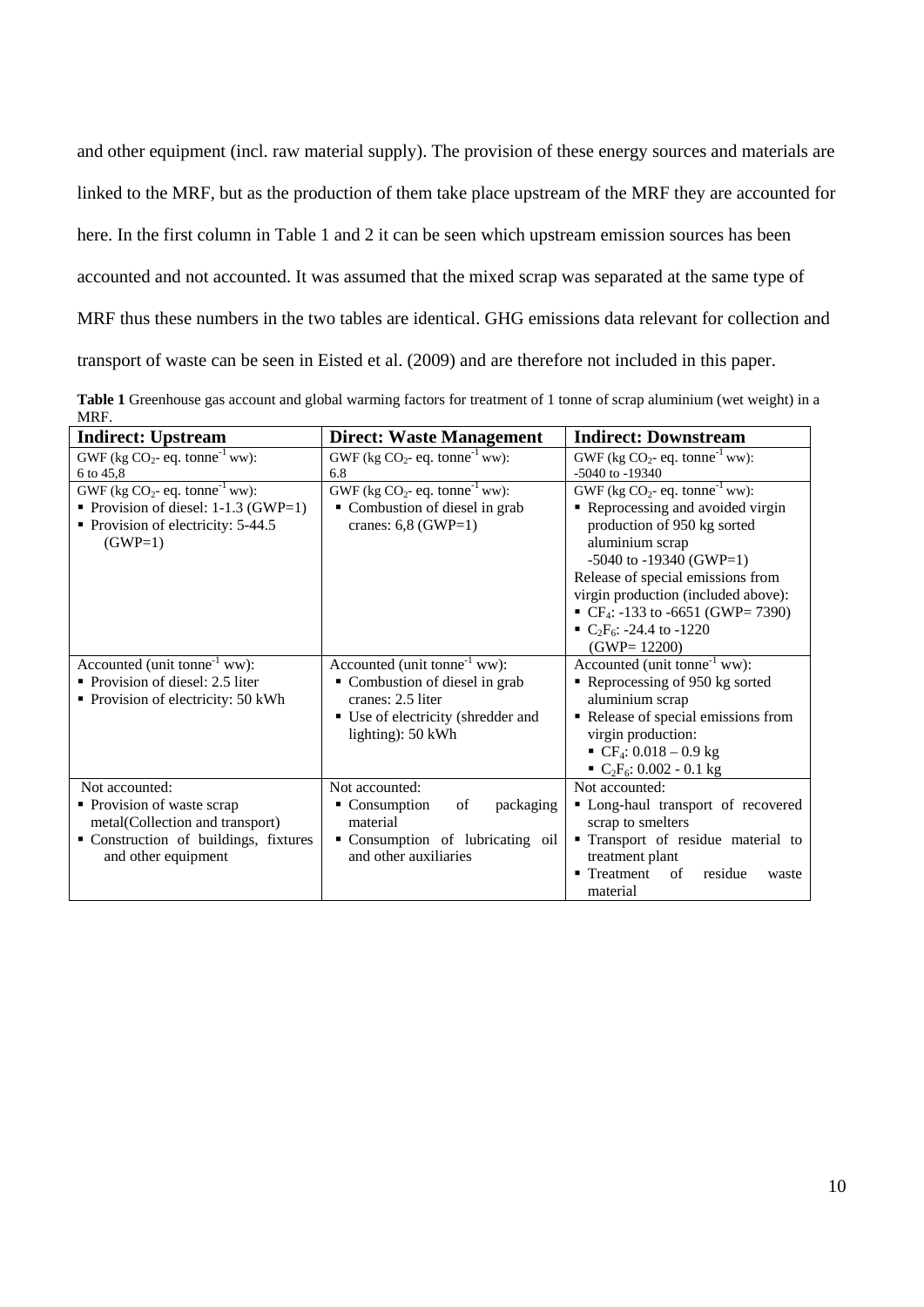and other equipment (incl. raw material supply). The provision of these energy sources and materials are linked to the MRF, but as the production of them take place upstream of the MRF they are accounted for here. In the first column in Table 1 and 2 it can be seen which upstream emission sources has been accounted and not accounted. It was assumed that the mixed scrap was separated at the same type of MRF thus these numbers in the two tables are identical. GHG emissions data relevant for collection and transport of waste can be seen in Eisted et al. (2009) and are therefore not included in this paper.

**Table 1** Greenhouse gas account and global warming factors for treatment of 1 tonne of scrap aluminium (wet weight) in a MRF.

| **Indirect: Upstream** | **Direct: Waste Management** | **Indirect: Downstream** |
|---|---|---|
| GWF (kg $CO_2$- eq. $tonne^{-1}$ ww): 6 to 45,8 | GWF (kg $CO_2$- eq. $tonne^{-1}$ ww): 6.8 | GWF (kg $CO_2$- eq. $tonne^{-1}$ ww): -5040 to -19340 |
| GWF (kg $CO_2$- eq. $tonne^{-1}$ ww):<br>▪ Provision of diesel: 1-1.3 (GWP=1)<br>▪ Provision of electricity: 5-44.5 (GWP=1) | GWF (kg $CO_2$- eq. $tonne^{-1}$ ww):<br>▪ Combustion of diesel in grab cranes: 6,8 (GWP=1) | GWF (kg $CO_2$- eq. $tonne^{-1}$ ww):<br>▪ Reprocessing and avoided virgin production of 950 kg sorted aluminium scrap -5040 to -19340 (GWP=1)<br>Release of special emissions from virgin production (included above):<br>▪ $CF_4$: -133 to -6651 (GWP= 7390)<br>▪ $C_2F_6$: -24.4 to -1220 (GWP= 12200) |
| Accounted (unit $tonne^{-1}$ ww):<br>▪ Provision of diesel: 2.5 liter<br>▪ Provision of electricity: 50 kWh | Accounted (unit $tonne^{-1}$ ww):<br>▪ Combustion of diesel in grab cranes: 2.5 liter<br>▪ Use of electricity (shredder and lighting): 50 kWh | Accounted (unit $tonne^{-1}$ ww):<br>▪ Reprocessing of 950 kg sorted aluminium scrap<br>▪ Release of special emissions from virgin production:<br>▪ $CF_4$: 0.018 – 0.9 kg<br>▪ $C_2F_6$: 0.002 - 0.1 kg |
| Not accounted:<br>▪ Provision of waste scrap metal(Collection and transport)<br>▪ Construction of buildings, fixtures and other equipment | Not accounted:<br>▪ Consumption of packaging material<br>▪ Consumption of lubricating oil and other auxiliaries | Not accounted:<br>▪ Long-haul transport of recovered scrap to smelters<br>▪ Transport of residue material to treatment plant<br>▪ Treatment of residue waste material |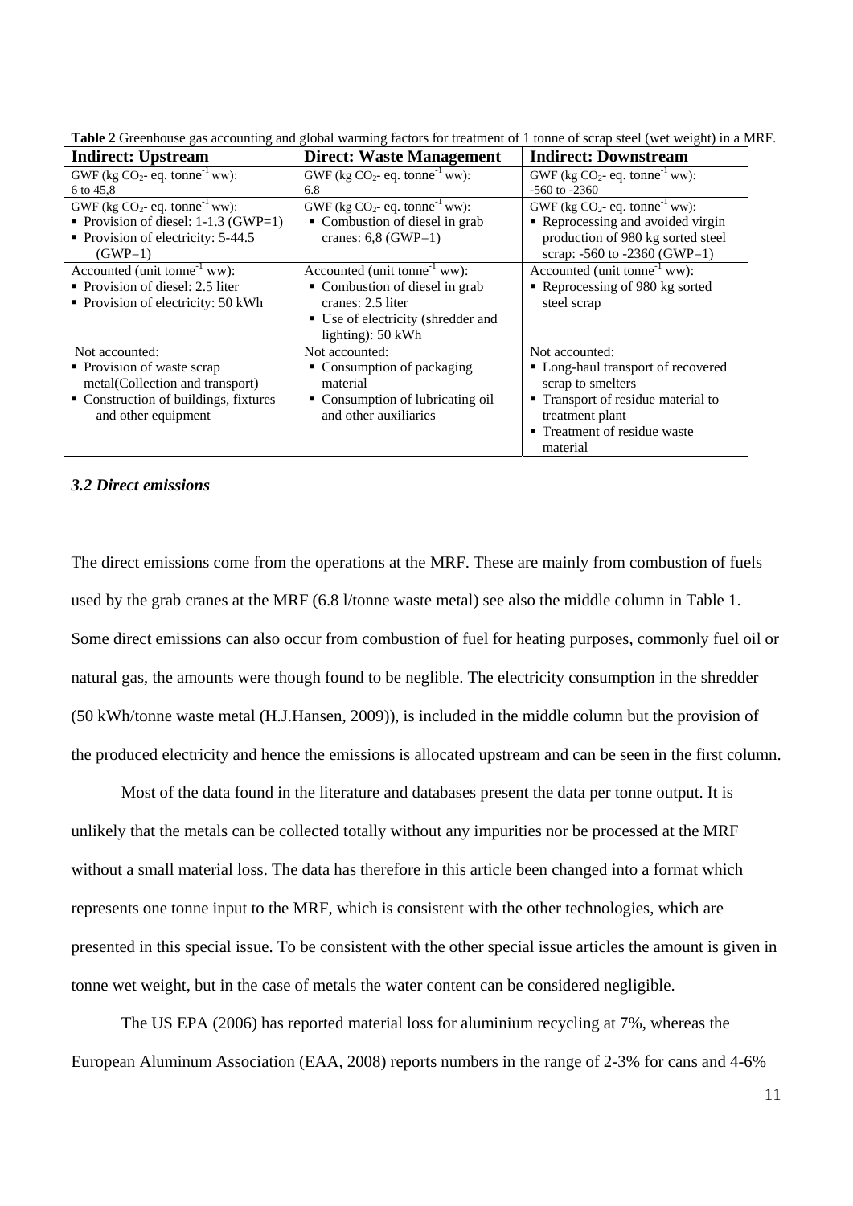**Table 2** Greenhouse gas accounting and global warming factors for treatment of 1 tonne of scrap steel (wet weight) in a MRF.

| **Indirect: Upstream** | **Direct: Waste Management** | **Indirect: Downstream** |
|---|---|---|
| GWF (kg $CO_2$- eq. $tonne^{-1}$ ww): 6 to 45,8 | GWF (kg $CO_2$- eq. $tonne^{-1}$ ww): 6.8 | GWF (kg $CO_2$- eq. $tonne^{-1}$ ww): -560 to -2360 |
| GWF (kg $CO_2$- eq. $tonne^{-1}$ ww): ▪ Provision of diesel: 1-1.3 (GWP=1) ▪ Provision of electricity: 5-44.5 (GWP=1) | GWF (kg $CO_2$- eq. $tonne^{-1}$ ww): ▪ Combustion of diesel in grab cranes: 6,8 (GWP=1) | GWF (kg $CO_2$- eq. $tonne^{-1}$ ww): ▪ Reprocessing and avoided virgin production of 980 kg sorted steel scrap: -560 to -2360 (GWP=1) |
| Accounted (unit $tonne^{-1}$ ww): ▪ Provision of diesel: 2.5 liter ▪ Provision of electricity: 50 kWh | Accounted (unit $tonne^{-1}$ ww): ▪ Combustion of diesel in grab cranes: 2.5 liter ▪ Use of electricity (shredder and lighting): 50 kWh | Accounted (unit $tonne^{-1}$ ww): ▪ Reprocessing of 980 kg sorted steel scrap |
| Not accounted: ▪ Provision of waste scrap metal(Collection and transport) ▪ Construction of buildings, fixtures and other equipment | Not accounted: ▪ Consumption of packaging material ▪ Consumption of lubricating oil and other auxiliaries | Not accounted: ▪ Long-haul transport of recovered scrap to smelters ▪ Transport of residue material to treatment plant ▪ Treatment of residue waste material |

### *3.2 Direct emissions*

The direct emissions come from the operations at the MRF. These are mainly from combustion of fuels used by the grab cranes at the MRF (6.8 l/tonne waste metal) see also the middle column in Table 1. Some direct emissions can also occur from combustion of fuel for heating purposes, commonly fuel oil or natural gas, the amounts were though found to be neglible. The electricity consumption in the shredder (50 kWh/tonne waste metal (H.J.Hansen, 2009)), is included in the middle column but the provision of the produced electricity and hence the emissions is allocated upstream and can be seen in the first column.

Most of the data found in the literature and databases present the data per tonne output. It is unlikely that the metals can be collected totally without any impurities nor be processed at the MRF without a small material loss. The data has therefore in this article been changed into a format which represents one tonne input to the MRF, which is consistent with the other technologies, which are presented in this special issue. To be consistent with the other special issue articles the amount is given in tonne wet weight, but in the case of metals the water content can be considered negligible.

The US EPA (2006) has reported material loss for aluminium recycling at 7%, whereas the European Aluminum Association (EAA, 2008) reports numbers in the range of 2-3% for cans and 4-6%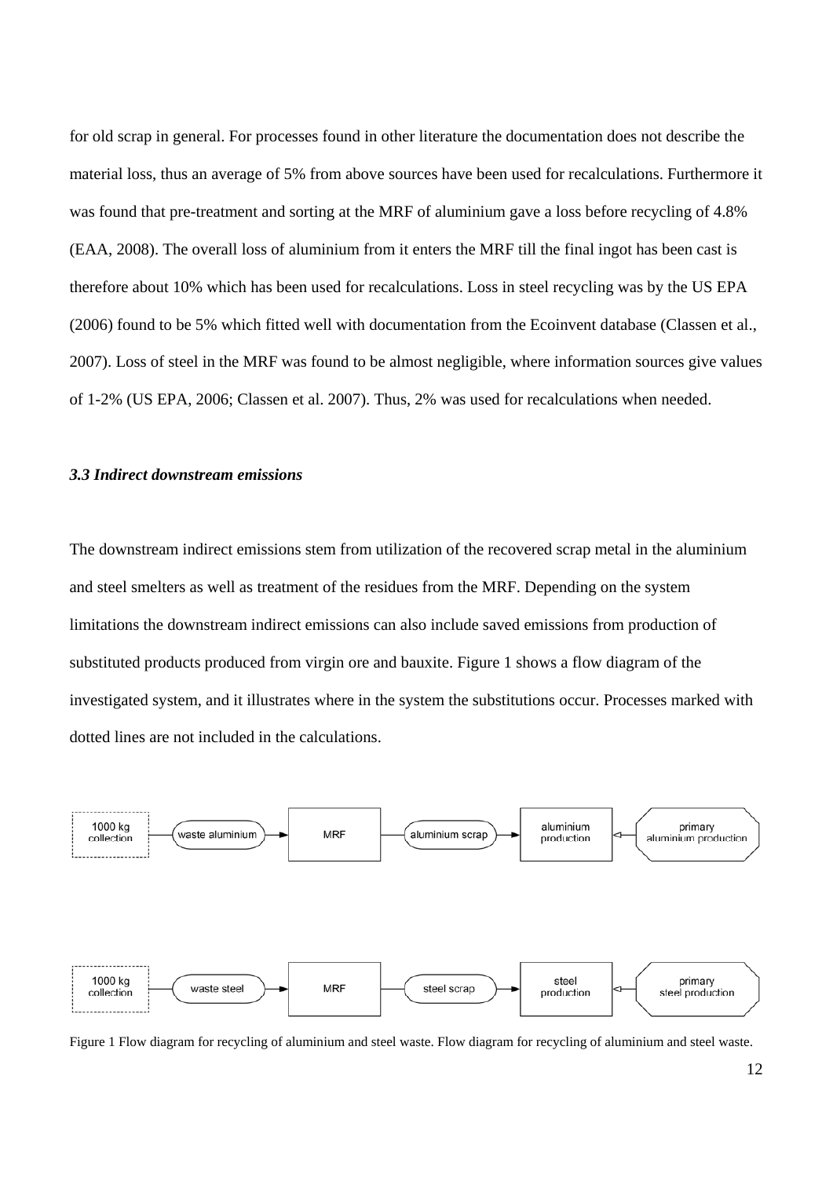for old scrap in general. For processes found in other literature the documentation does not describe the material loss, thus an average of 5% from above sources have been used for recalculations. Furthermore it was found that pre-treatment and sorting at the MRF of aluminium gave a loss before recycling of 4.8% (EAA, 2008). The overall loss of aluminium from it enters the MRF till the final ingot has been cast is therefore about 10% which has been used for recalculations. Loss in steel recycling was by the US EPA (2006) found to be 5% which fitted well with documentation from the Ecoinvent database (Classen et al., 2007). Loss of steel in the MRF was found to be almost negligible, where information sources give values of 1-2% (US EPA, 2006; Classen et al. 2007). Thus, 2% was used for recalculations when needed.

### *3.3 Indirect downstream emissions*

The downstream indirect emissions stem from utilization of the recovered scrap metal in the aluminium and steel smelters as well as treatment of the residues from the MRF. Depending on the system limitations the downstream indirect emissions can also include saved emissions from production of substituted products produced from virgin ore and bauxite. Figure 1 shows a flow diagram of the investigated system, and it illustrates where in the system the substitutions occur. Processes marked with dotted lines are not included in the calculations.

1000 kg collection → waste aluminium → MRF → aluminium scrap → aluminium production ← primary aluminium production

1000 kg collection → waste steel → MRF → steel scrap → steel production ← primary steel production

Figure 1 Flow diagram for recycling of aluminium and steel waste. Flow diagram for recycling of aluminium and steel waste.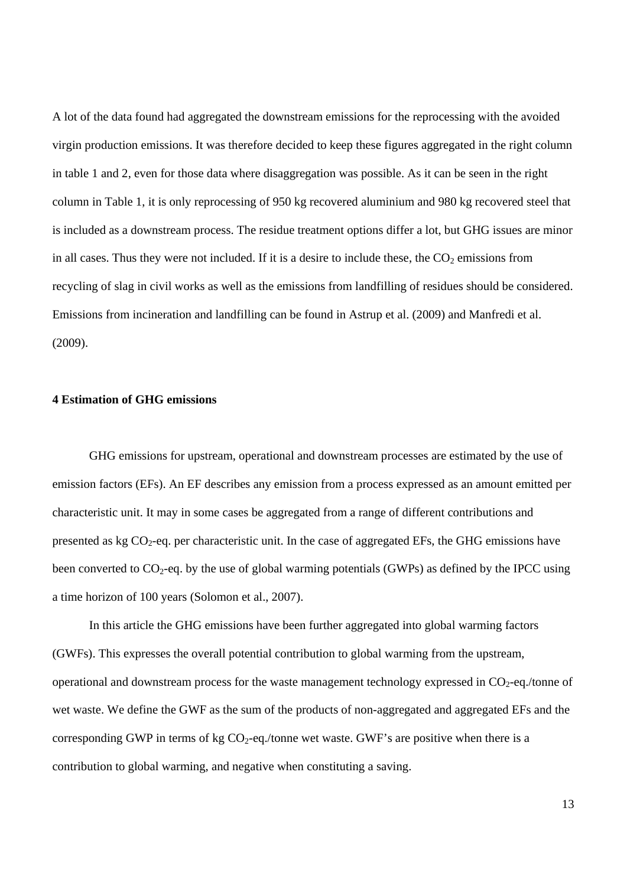A lot of the data found had aggregated the downstream emissions for the reprocessing with the avoided virgin production emissions. It was therefore decided to keep these figures aggregated in the right column in table 1 and 2, even for those data where disaggregation was possible. As it can be seen in the right column in Table 1, it is only reprocessing of 950 kg recovered aluminium and 980 kg recovered steel that is included as a downstream process. The residue treatment options differ a lot, but GHG issues are minor in all cases. Thus they were not included. If it is a desire to include these, the $CO_2$ emissions from recycling of slag in civil works as well as the emissions from landfilling of residues should be considered. Emissions from incineration and landfilling can be found in Astrup et al. (2009) and Manfredi et al. (2009).

## 4 Estimation of GHG emissions

GHG emissions for upstream, operational and downstream processes are estimated by the use of emission factors (EFs). An EF describes any emission from a process expressed as an amount emitted per characteristic unit. It may in some cases be aggregated from a range of different contributions and presented as kg $CO_2$-eq. per characteristic unit. In the case of aggregated EFs, the GHG emissions have been converted to $CO_2$-eq. by the use of global warming potentials (GWPs) as defined by the IPCC using a time horizon of 100 years (Solomon et al., 2007).

In this article the GHG emissions have been further aggregated into global warming factors (GWFs). This expresses the overall potential contribution to global warming from the upstream, operational and downstream process for the waste management technology expressed in $CO_2$-eq./tonne of wet waste. We define the GWF as the sum of the products of non-aggregated and aggregated EFs and the corresponding GWP in terms of kg $CO_2$-eq./tonne wet waste. GWF's are positive when there is a contribution to global warming, and negative when constituting a saving.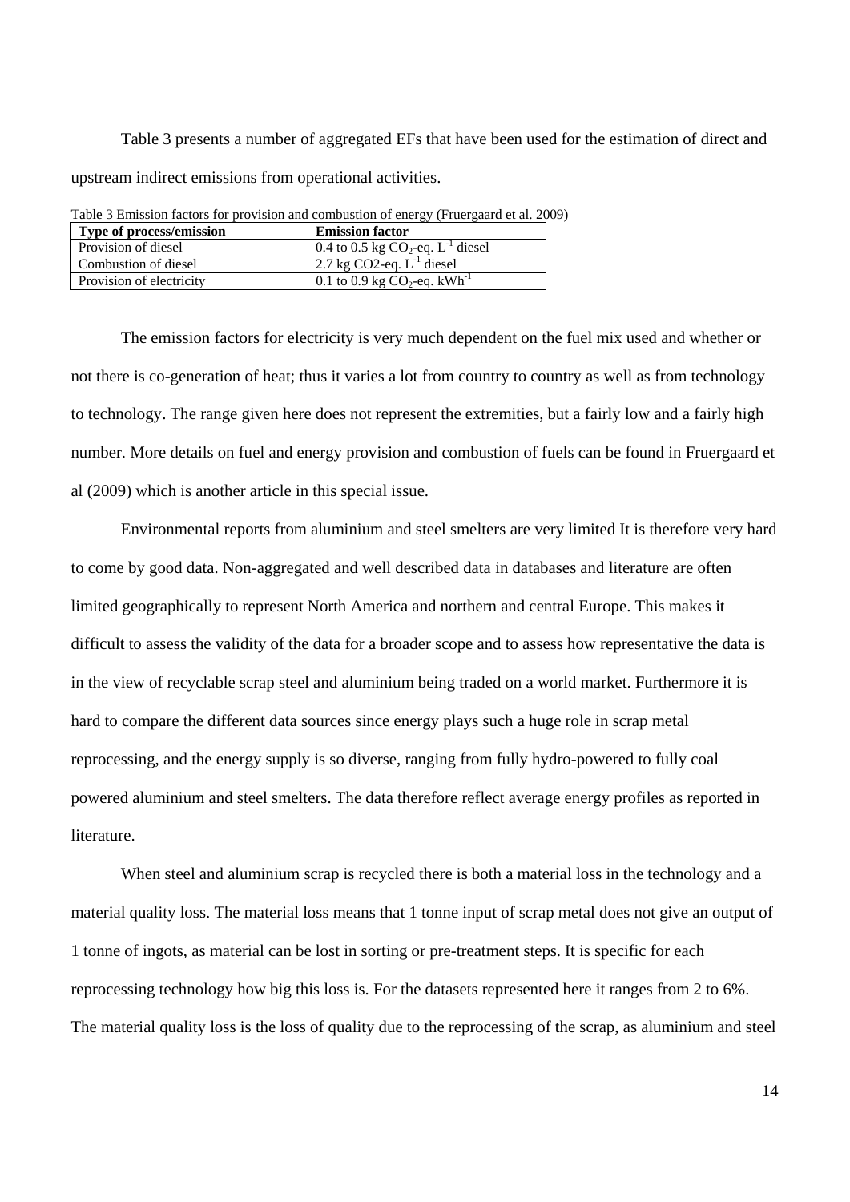Table 3 presents a number of aggregated EFs that have been used for the estimation of direct and upstream indirect emissions from operational activities.

Table 3 Emission factors for provision and combustion of energy (Fruergaard et al. 2009)

| Type of process/emission | Emission factor |
| --- | --- |
| Provision of diesel | 0.4 to 0.5 kg $CO_2$-eq. $L^{-1}$ diesel |
| Combustion of diesel | 2.7 kg CO2-eq. $L^{-1}$ diesel |
| Provision of electricity | 0.1 to 0.9 kg $CO_2$-eq. $kWh^{-1}$ |

The emission factors for electricity is very much dependent on the fuel mix used and whether or not there is co-generation of heat; thus it varies a lot from country to country as well as from technology to technology. The range given here does not represent the extremities, but a fairly low and a fairly high number. More details on fuel and energy provision and combustion of fuels can be found in Fruergaard et al (2009) which is another article in this special issue.

Environmental reports from aluminium and steel smelters are very limited It is therefore very hard to come by good data. Non-aggregated and well described data in databases and literature are often limited geographically to represent North America and northern and central Europe. This makes it difficult to assess the validity of the data for a broader scope and to assess how representative the data is in the view of recyclable scrap steel and aluminium being traded on a world market. Furthermore it is hard to compare the different data sources since energy plays such a huge role in scrap metal reprocessing, and the energy supply is so diverse, ranging from fully hydro-powered to fully coal powered aluminium and steel smelters. The data therefore reflect average energy profiles as reported in literature.

When steel and aluminium scrap is recycled there is both a material loss in the technology and a material quality loss. The material loss means that 1 tonne input of scrap metal does not give an output of 1 tonne of ingots, as material can be lost in sorting or pre-treatment steps. It is specific for each reprocessing technology how big this loss is. For the datasets represented here it ranges from 2 to 6%. The material quality loss is the loss of quality due to the reprocessing of the scrap, as aluminium and steel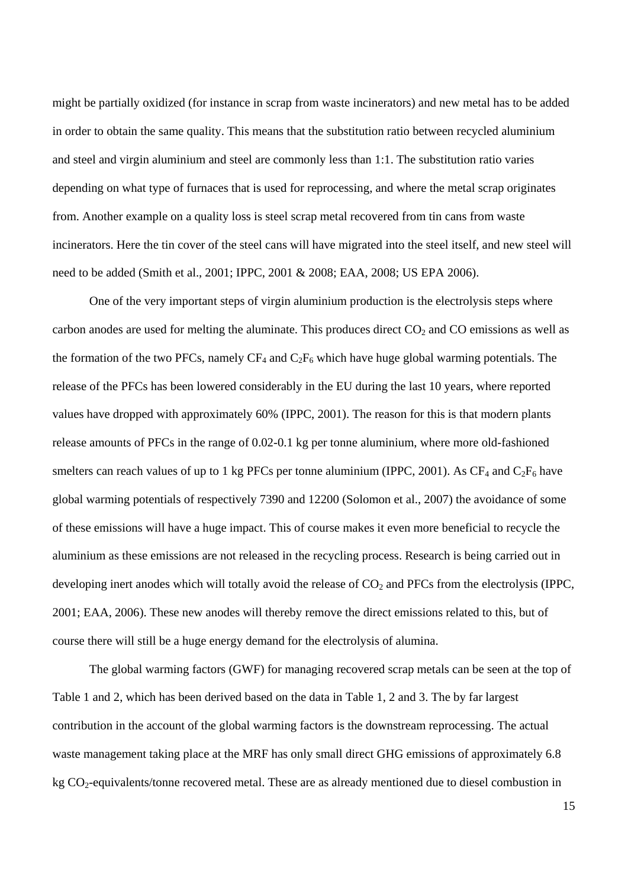might be partially oxidized (for instance in scrap from waste incinerators) and new metal has to be added in order to obtain the same quality. This means that the substitution ratio between recycled aluminium and steel and virgin aluminium and steel are commonly less than 1:1. The substitution ratio varies depending on what type of furnaces that is used for reprocessing, and where the metal scrap originates from. Another example on a quality loss is steel scrap metal recovered from tin cans from waste incinerators. Here the tin cover of the steel cans will have migrated into the steel itself, and new steel will need to be added (Smith et al., 2001; IPPC, 2001 & 2008; EAA, 2008; US EPA 2006).

One of the very important steps of virgin aluminium production is the electrolysis steps where carbon anodes are used for melting the aluminate. This produces direct $CO_2$ and CO emissions as well as the formation of the two PFCs, namely $CF_4$ and $C_2F_6$ which have huge global warming potentials. The release of the PFCs has been lowered considerably in the EU during the last 10 years, where reported values have dropped with approximately 60% (IPPC, 2001). The reason for this is that modern plants release amounts of PFCs in the range of 0.02-0.1 kg per tonne aluminium, where more old-fashioned smelters can reach values of up to 1 kg PFCs per tonne aluminium (IPPC, 2001). As $CF_4$ and $C_2F_6$ have global warming potentials of respectively 7390 and 12200 (Solomon et al., 2007) the avoidance of some of these emissions will have a huge impact. This of course makes it even more beneficial to recycle the aluminium as these emissions are not released in the recycling process. Research is being carried out in developing inert anodes which will totally avoid the release of $CO_2$ and PFCs from the electrolysis (IPPC, 2001; EAA, 2006). These new anodes will thereby remove the direct emissions related to this, but of course there will still be a huge energy demand for the electrolysis of alumina.

The global warming factors (GWF) for managing recovered scrap metals can be seen at the top of Table 1 and 2, which has been derived based on the data in Table 1, 2 and 3. The by far largest contribution in the account of the global warming factors is the downstream reprocessing. The actual waste management taking place at the MRF has only small direct GHG emissions of approximately 6.8 kg $CO_2$-equivalents/tonne recovered metal. These are as already mentioned due to diesel combustion in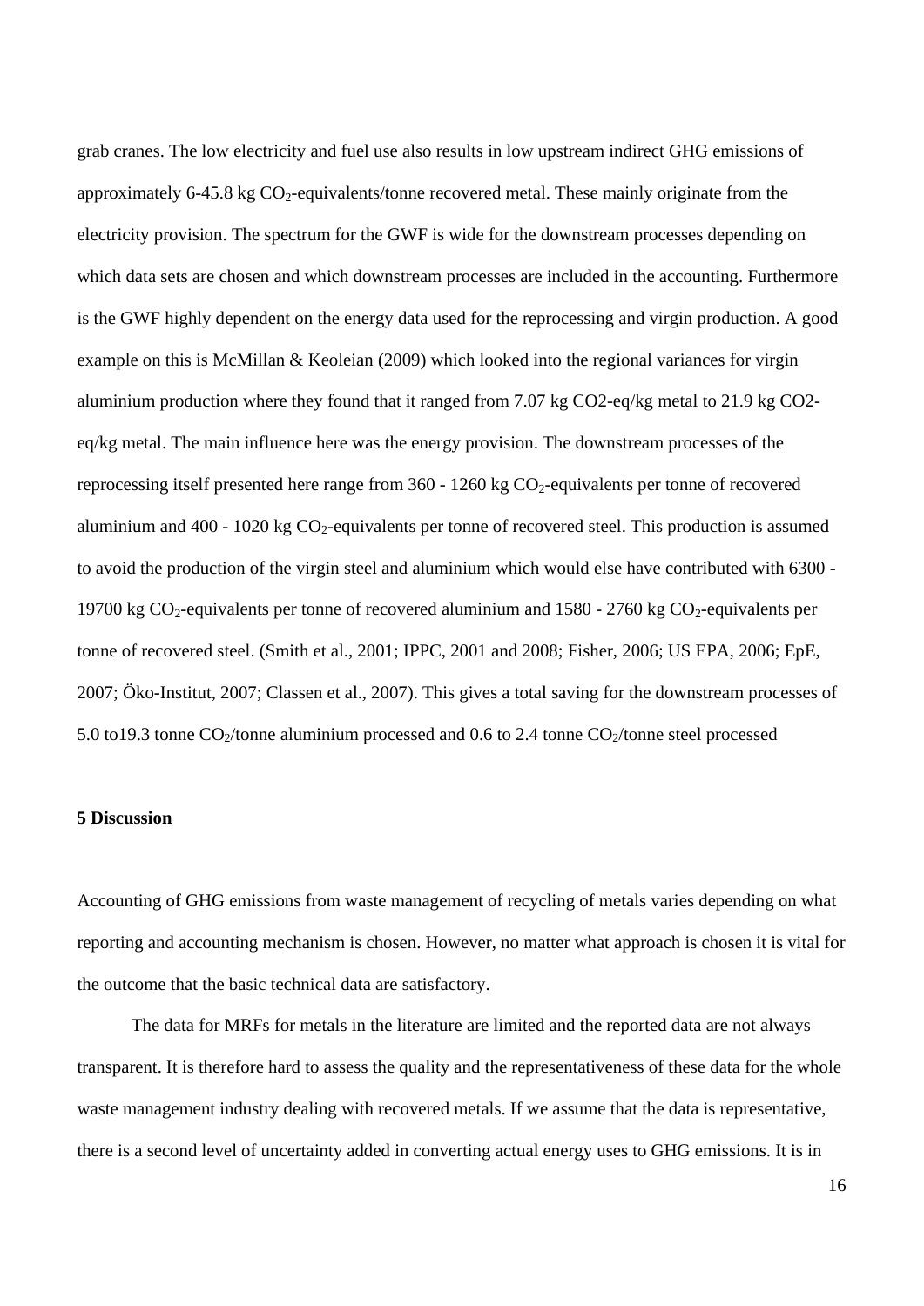grab cranes. The low electricity and fuel use also results in low upstream indirect GHG emissions of approximately 6-45.8 kg $CO_2$-equivalents/tonne recovered metal. These mainly originate from the electricity provision. The spectrum for the GWF is wide for the downstream processes depending on which data sets are chosen and which downstream processes are included in the accounting. Furthermore is the GWF highly dependent on the energy data used for the reprocessing and virgin production. A good example on this is McMillan & Keoleian (2009) which looked into the regional variances for virgin aluminium production where they found that it ranged from 7.07 kg CO2-eq/kg metal to 21.9 kg CO2-eq/kg metal. The main influence here was the energy provision. The downstream processes of the reprocessing itself presented here range from 360 - 1260 kg $CO_2$-equivalents per tonne of recovered aluminium and 400 - 1020 kg $CO_2$-equivalents per tonne of recovered steel. This production is assumed to avoid the production of the virgin steel and aluminium which would else have contributed with 6300 - 19700 kg $CO_2$-equivalents per tonne of recovered aluminium and 1580 - 2760 kg $CO_2$-equivalents per tonne of recovered steel. (Smith et al., 2001; IPPC, 2001 and 2008; Fisher, 2006; US EPA, 2006; EpE, 2007; Öko-Institut, 2007; Classen et al., 2007). This gives a total saving for the downstream processes of 5.0 to19.3 tonne $CO_2$/tonne aluminium processed and 0.6 to 2.4 tonne $CO_2$/tonne steel processed

**5 Discussion**

Accounting of GHG emissions from waste management of recycling of metals varies depending on what reporting and accounting mechanism is chosen. However, no matter what approach is chosen it is vital for the outcome that the basic technical data are satisfactory.

The data for MRFs for metals in the literature are limited and the reported data are not always transparent. It is therefore hard to assess the quality and the representativeness of these data for the whole waste management industry dealing with recovered metals. If we assume that the data is representative, there is a second level of uncertainty added in converting actual energy uses to GHG emissions. It is in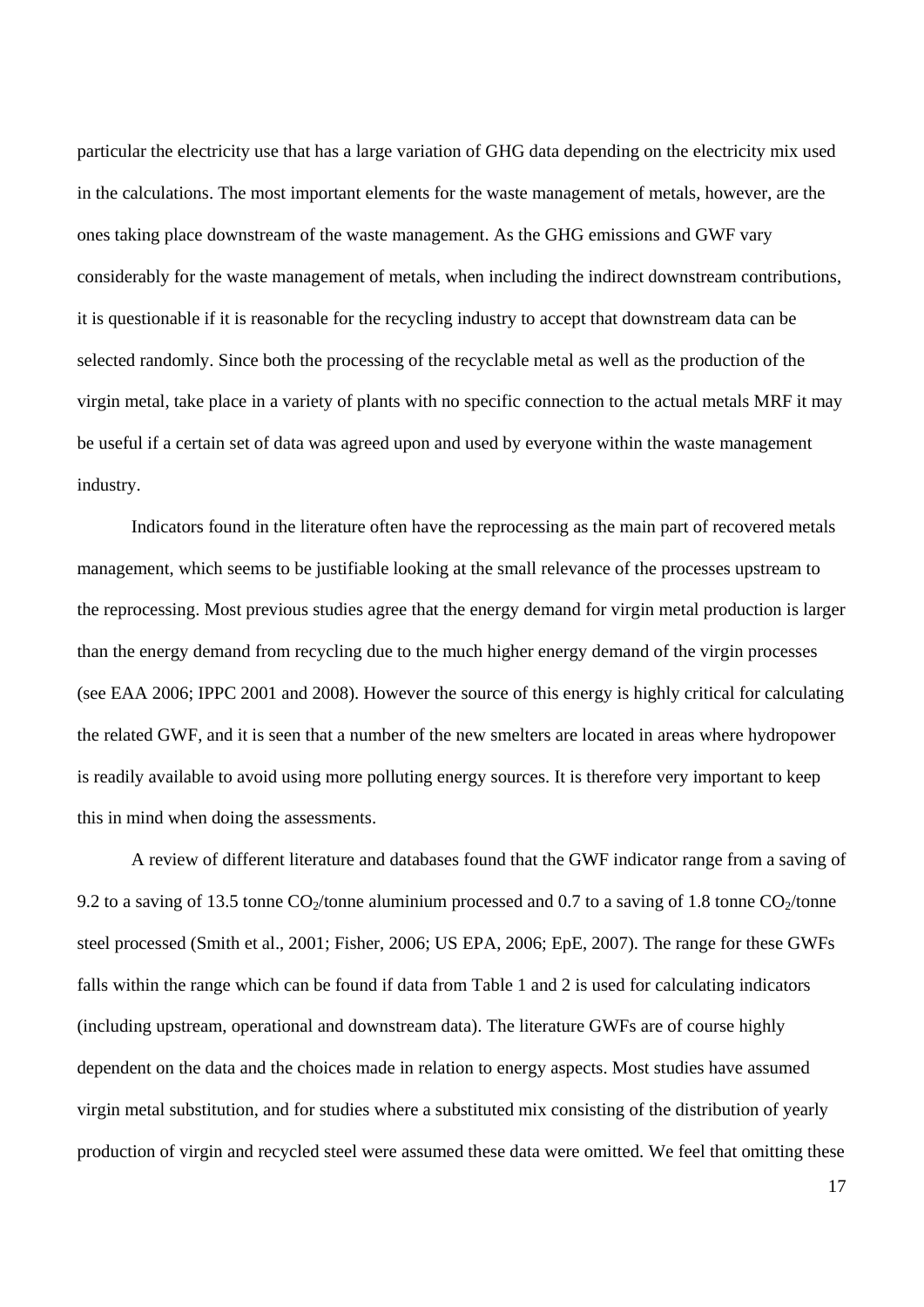particular the electricity use that has a large variation of GHG data depending on the electricity mix used in the calculations. The most important elements for the waste management of metals, however, are the ones taking place downstream of the waste management. As the GHG emissions and GWF vary considerably for the waste management of metals, when including the indirect downstream contributions, it is questionable if it is reasonable for the recycling industry to accept that downstream data can be selected randomly. Since both the processing of the recyclable metal as well as the production of the virgin metal, take place in a variety of plants with no specific connection to the actual metals MRF it may be useful if a certain set of data was agreed upon and used by everyone within the waste management industry.

Indicators found in the literature often have the reprocessing as the main part of recovered metals management, which seems to be justifiable looking at the small relevance of the processes upstream to the reprocessing. Most previous studies agree that the energy demand for virgin metal production is larger than the energy demand from recycling due to the much higher energy demand of the virgin processes (see EAA 2006; IPPC 2001 and 2008). However the source of this energy is highly critical for calculating the related GWF, and it is seen that a number of the new smelters are located in areas where hydropower is readily available to avoid using more polluting energy sources. It is therefore very important to keep this in mind when doing the assessments.

A review of different literature and databases found that the GWF indicator range from a saving of 9.2 to a saving of 13.5 tonne $CO_2$/tonne aluminium processed and 0.7 to a saving of 1.8 tonne $CO_2$/tonne steel processed (Smith et al., 2001; Fisher, 2006; US EPA, 2006; EpE, 2007). The range for these GWFs falls within the range which can be found if data from Table 1 and 2 is used for calculating indicators (including upstream, operational and downstream data). The literature GWFs are of course highly dependent on the data and the choices made in relation to energy aspects. Most studies have assumed virgin metal substitution, and for studies where a substituted mix consisting of the distribution of yearly production of virgin and recycled steel were assumed these data were omitted. We feel that omitting these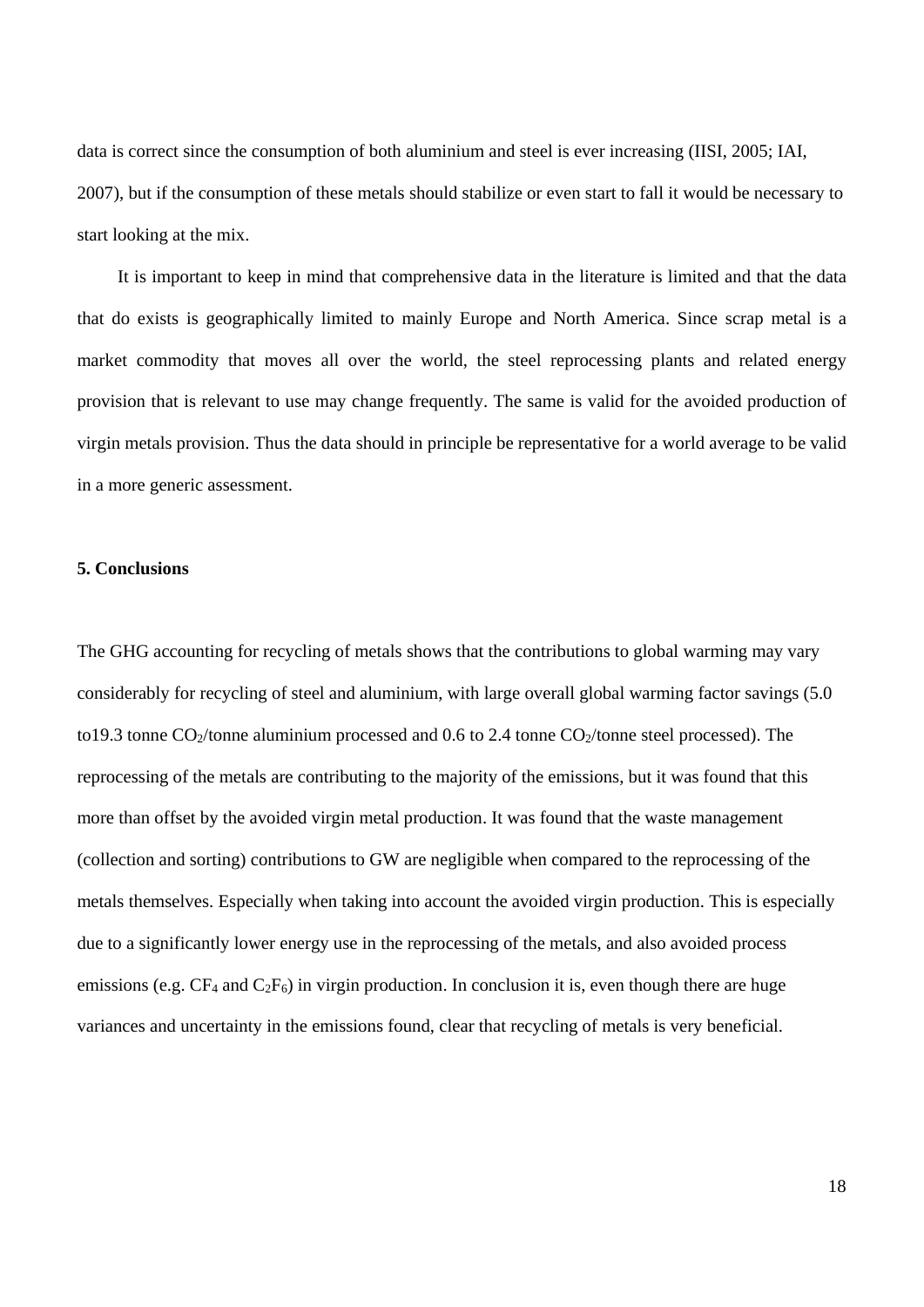data is correct since the consumption of both aluminium and steel is ever increasing (IISI, 2005; IAI, 2007), but if the consumption of these metals should stabilize or even start to fall it would be necessary to start looking at the mix.

It is important to keep in mind that comprehensive data in the literature is limited and that the data that do exists is geographically limited to mainly Europe and North America. Since scrap metal is a market commodity that moves all over the world, the steel reprocessing plants and related energy provision that is relevant to use may change frequently. The same is valid for the avoided production of virgin metals provision. Thus the data should in principle be representative for a world average to be valid in a more generic assessment.

**5. Conclusions**

The GHG accounting for recycling of metals shows that the contributions to global warming may vary considerably for recycling of steel and aluminium, with large overall global warming factor savings (5.0 to19.3 tonne $CO_2$/tonne aluminium processed and 0.6 to 2.4 tonne $CO_2$/tonne steel processed). The reprocessing of the metals are contributing to the majority of the emissions, but it was found that this more than offset by the avoided virgin metal production. It was found that the waste management (collection and sorting) contributions to GW are negligible when compared to the reprocessing of the metals themselves. Especially when taking into account the avoided virgin production. This is especially due to a significantly lower energy use in the reprocessing of the metals, and also avoided process emissions (e.g. $CF_4$ and $C_2F_6$) in virgin production. In conclusion it is, even though there are huge variances and uncertainty in the emissions found, clear that recycling of metals is very beneficial.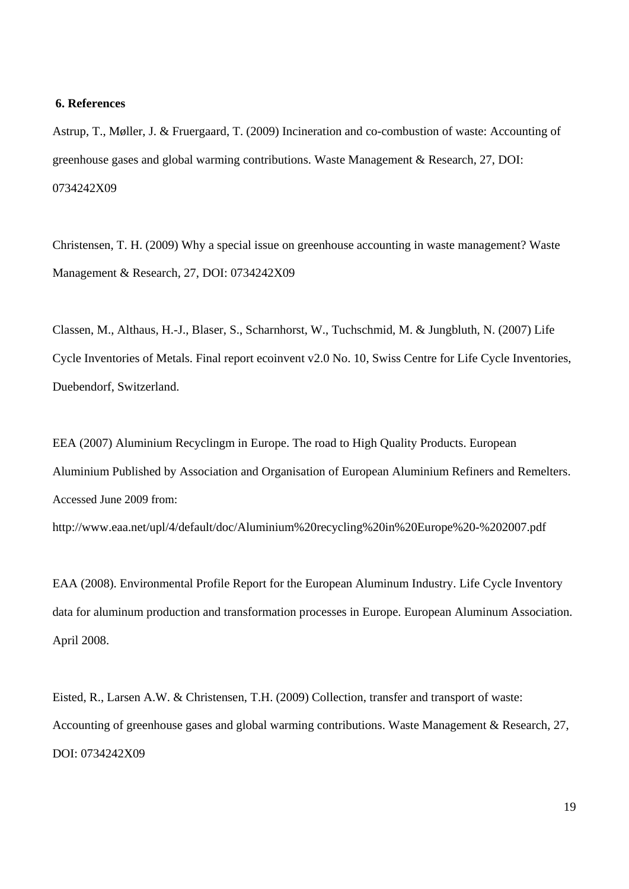## 6. References

Astrup, T., Møller, J. & Fruergaard, T. (2009) Incineration and co-combustion of waste: Accounting of greenhouse gases and global warming contributions. Waste Management & Research, 27, DOI: 0734242X09

Christensen, T. H. (2009) Why a special issue on greenhouse accounting in waste management? Waste Management & Research, 27, DOI: 0734242X09

Classen, M., Althaus, H.-J., Blaser, S., Scharnhorst, W., Tuchschmid, M. & Jungbluth, N. (2007) Life Cycle Inventories of Metals. Final report ecoinvent v2.0 No. 10, Swiss Centre for Life Cycle Inventories, Duebendorf, Switzerland.

EEA (2007) Aluminium Recyclingm in Europe. The road to High Quality Products. European Aluminium Published by Association and Organisation of European Aluminium Refiners and Remelters. Accessed June 2009 from:
http://www.eaa.net/upl/4/default/doc/Aluminium%20recycling%20in%20Europe%20-%202007.pdf

EAA (2008). Environmental Profile Report for the European Aluminum Industry. Life Cycle Inventory data for aluminum production and transformation processes in Europe. European Aluminum Association. April 2008.

Eisted, R., Larsen A.W. & Christensen, T.H. (2009) Collection, transfer and transport of waste: Accounting of greenhouse gases and global warming contributions. Waste Management & Research, 27, DOI: 0734242X09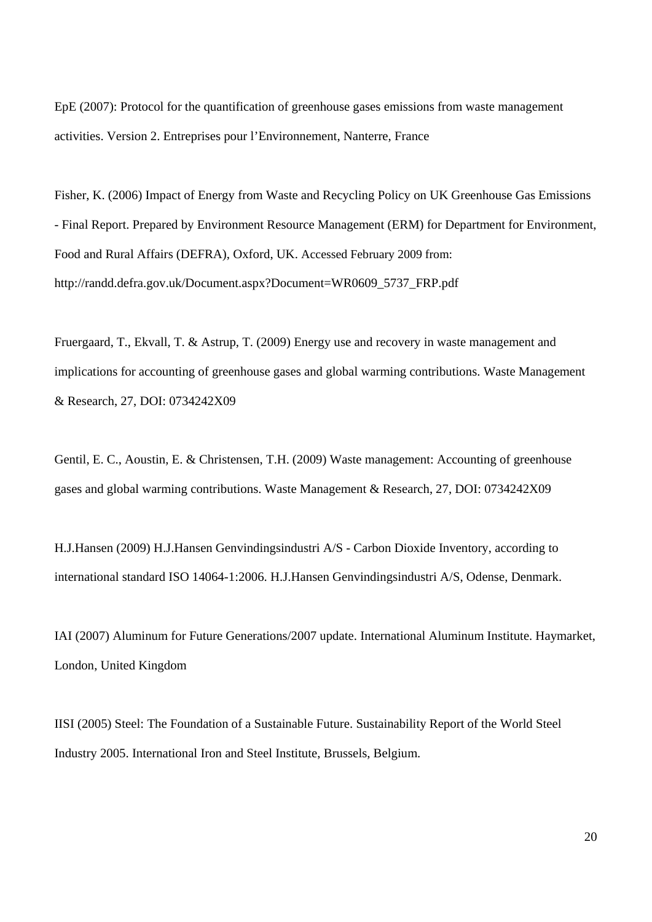EpE (2007): Protocol for the quantification of greenhouse gases emissions from waste management activities. Version 2. Entreprises pour l'Environnement, Nanterre, France

Fisher, K. (2006) Impact of Energy from Waste and Recycling Policy on UK Greenhouse Gas Emissions - Final Report. Prepared by Environment Resource Management (ERM) for Department for Environment, Food and Rural Affairs (DEFRA), Oxford, UK. Accessed February 2009 from: http://randd.defra.gov.uk/Document.aspx?Document=WR0609_5737_FRP.pdf

Fruergaard, T., Ekvall, T. & Astrup, T. (2009) Energy use and recovery in waste management and implications for accounting of greenhouse gases and global warming contributions. Waste Management & Research, 27, DOI: 0734242X09

Gentil, E. C., Aoustin, E. & Christensen, T.H. (2009) Waste management: Accounting of greenhouse gases and global warming contributions. Waste Management & Research, 27, DOI: 0734242X09

H.J.Hansen (2009) H.J.Hansen Genvindingsindustri A/S - Carbon Dioxide Inventory, according to international standard ISO 14064-1:2006. H.J.Hansen Genvindingsindustri A/S, Odense, Denmark.

IAI (2007) Aluminum for Future Generations/2007 update. International Aluminum Institute. Haymarket, London, United Kingdom

IISI (2005) Steel: The Foundation of a Sustainable Future. Sustainability Report of the World Steel Industry 2005. International Iron and Steel Institute, Brussels, Belgium.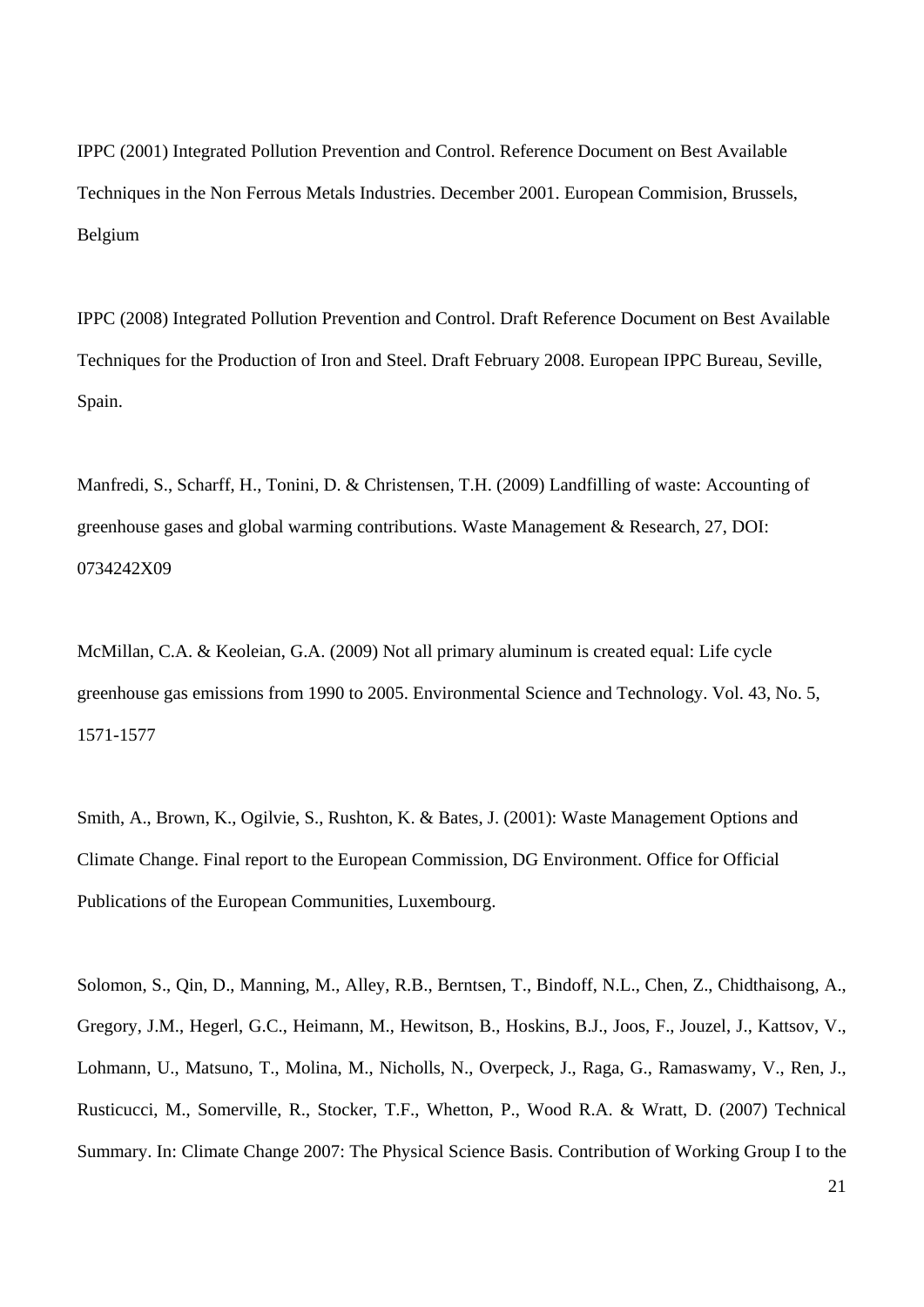IPPC (2001) Integrated Pollution Prevention and Control. Reference Document on Best Available Techniques in the Non Ferrous Metals Industries. December 2001. European Commision, Brussels, Belgium

IPPC (2008) Integrated Pollution Prevention and Control. Draft Reference Document on Best Available Techniques for the Production of Iron and Steel. Draft February 2008. European IPPC Bureau, Seville, Spain.

Manfredi, S., Scharff, H., Tonini, D. & Christensen, T.H. (2009) Landfilling of waste: Accounting of greenhouse gases and global warming contributions. Waste Management & Research, 27, DOI: 0734242X09

McMillan, C.A. & Keoleian, G.A. (2009) Not all primary aluminum is created equal: Life cycle greenhouse gas emissions from 1990 to 2005. Environmental Science and Technology. Vol. 43, No. 5, 1571-1577

Smith, A., Brown, K., Ogilvie, S., Rushton, K. & Bates, J. (2001): Waste Management Options and Climate Change. Final report to the European Commission, DG Environment. Office for Official Publications of the European Communities, Luxembourg.

Solomon, S., Qin, D., Manning, M., Alley, R.B., Berntsen, T., Bindoff, N.L., Chen, Z., Chidthaisong, A., Gregory, J.M., Hegerl, G.C., Heimann, M., Hewitson, B., Hoskins, B.J., Joos, F., Jouzel, J., Kattsov, V., Lohmann, U., Matsuno, T., Molina, M., Nicholls, N., Overpeck, J., Raga, G., Ramaswamy, V., Ren, J., Rusticucci, M., Somerville, R., Stocker, T.F., Whetton, P., Wood R.A. & Wratt, D. (2007) Technical Summary. In: Climate Change 2007: The Physical Science Basis. Contribution of Working Group I to the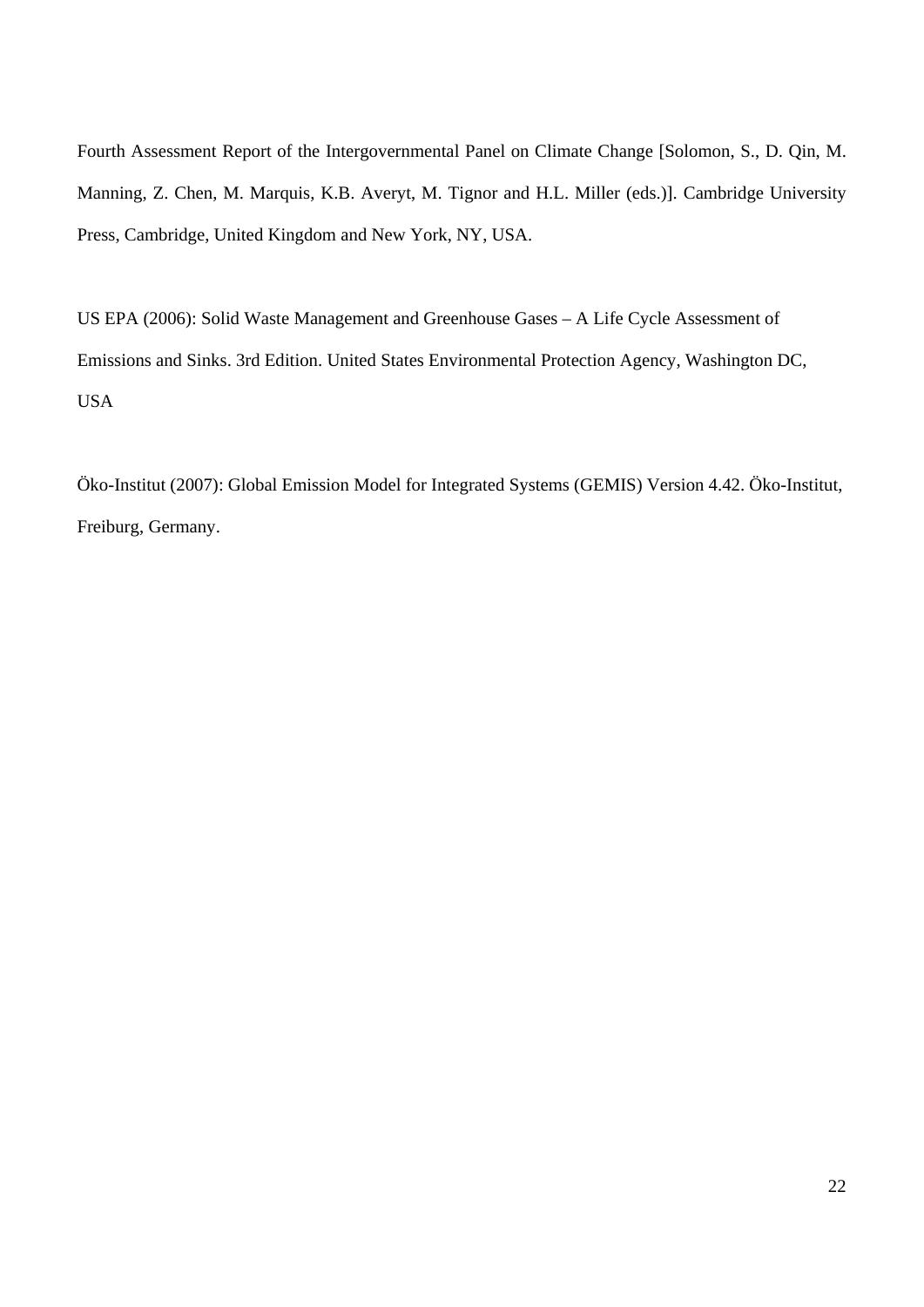Fourth Assessment Report of the Intergovernmental Panel on Climate Change [Solomon, S., D. Qin, M. Manning, Z. Chen, M. Marquis, K.B. Averyt, M. Tignor and H.L. Miller (eds.)]. Cambridge University Press, Cambridge, United Kingdom and New York, NY, USA.

US EPA (2006): Solid Waste Management and Greenhouse Gases – A Life Cycle Assessment of Emissions and Sinks. 3rd Edition. United States Environmental Protection Agency, Washington DC, USA

Öko-Institut (2007): Global Emission Model for Integrated Systems (GEMIS) Version 4.42. Öko-Institut, Freiburg, Germany.